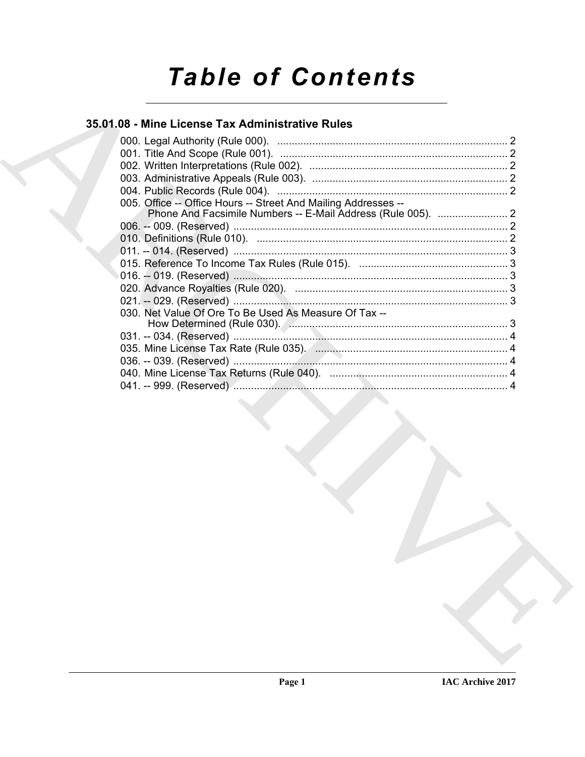# Table of Contents

## 35.01.08 - Mine License Tax Administrative Rules

000. Legal Authority (Rule 000). ............................................................................... 2
001. Title And Scope (Rule 001). .............................................................................. 2
002. Written Interpretations (Rule 002). .................................................................... 2
003. Administrative Appeals (Rule 003). ................................................................... 2
004. Public Records (Rule 004). ............................................................................... 2
005. Office -- Office Hours -- Street And Mailing Addresses -- Phone And Facsimile Numbers -- E-Mail Address (Rule 005). ........................ 2
006. -- 009. (Reserved) ............................................................................................. 2
010. Definitions (Rule 010). ...................................................................................... 2
011. -- 014. (Reserved) ............................................................................................. 3
015. Reference To Income Tax Rules (Rule 015). ................................................... 3
016. -- 019. (Reserved) ............................................................................................. 3
020. Advance Royalties (Rule 020). ......................................................................... 3
021. -- 029. (Reserved) ............................................................................................. 3
030. Net Value Of Ore To Be Used As Measure Of Tax -- How Determined (Rule 030). ........................................................................... 3
031. -- 034. (Reserved) ............................................................................................. 4
035. Mine License Tax Rate (Rule 035). .................................................................. 4
036. -- 039. (Reserved) ............................................................................................. 4
040. Mine License Tax Returns (Rule 040). ............................................................. 4
041. -- 999. (Reserved) ............................................................................................. 4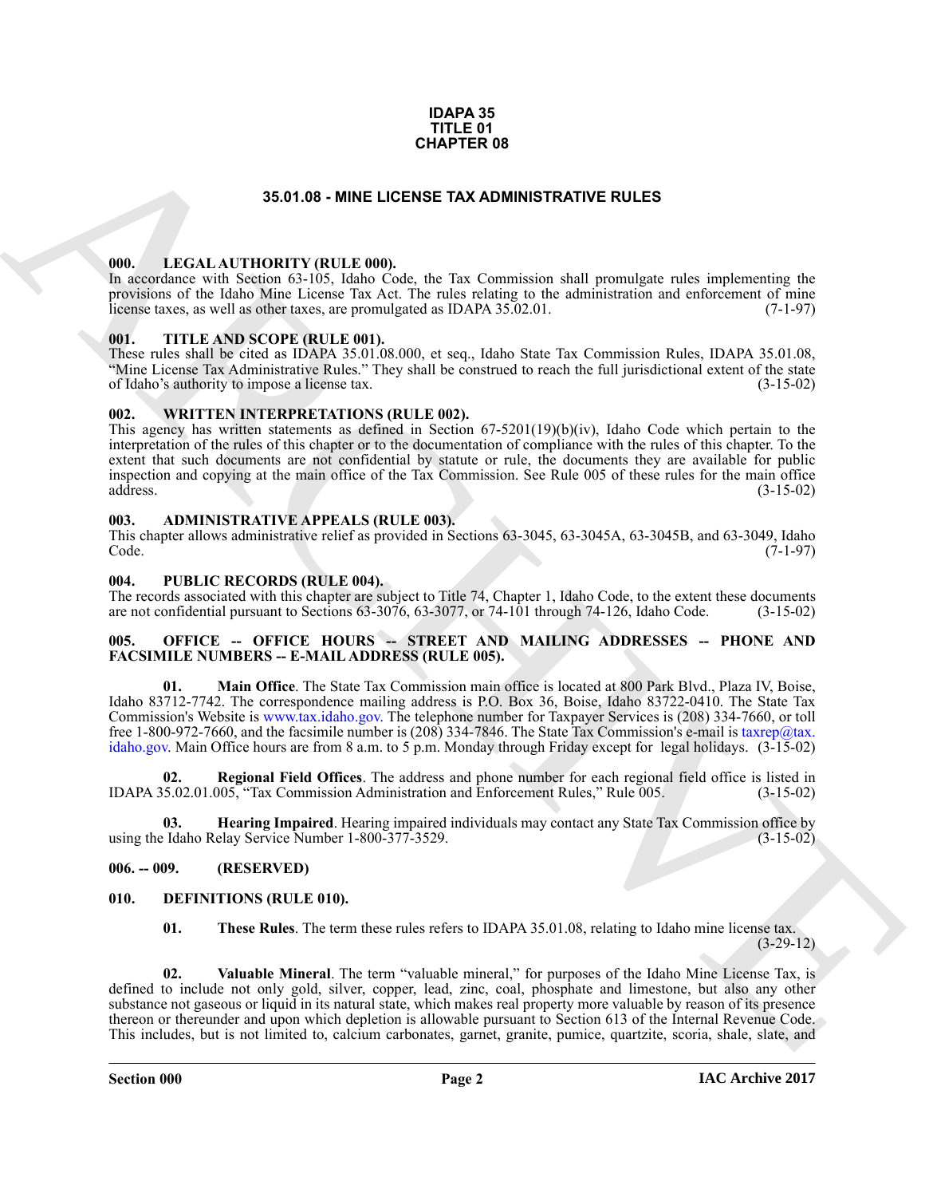**IDAPA 35**
**TITLE 01**
**CHAPTER 08**

# 35.01.08 - MINE LICENSE TAX ADMINISTRATIVE RULES

### 000. LEGAL AUTHORITY (RULE 000).

In accordance with Section 63-105, Idaho Code, the Tax Commission shall promulgate rules implementing the provisions of the Idaho Mine License Tax Act. The rules relating to the administration and enforcement of mine license taxes, as well as other taxes, are promulgated as IDAPA 35.02.01. (7-1-97)

### 001. TITLE AND SCOPE (RULE 001).

These rules shall be cited as IDAPA 35.01.08.000, et seq., Idaho State Tax Commission Rules, IDAPA 35.01.08, "Mine License Tax Administrative Rules." They shall be construed to reach the full jurisdictional extent of the state of Idaho's authority to impose a license tax. (3-15-02)

### 002. WRITTEN INTERPRETATIONS (RULE 002).

This agency has written statements as defined in Section 67-5201(19)(b)(iv), Idaho Code which pertain to the interpretation of the rules of this chapter or to the documentation of compliance with the rules of this chapter. To the extent that such documents are not confidential by statute or rule, the documents they are available for public inspection and copying at the main office of the Tax Commission. See Rule 005 of these rules for the main office address. (3-15-02)

### 003. ADMINISTRATIVE APPEALS (RULE 003).

This chapter allows administrative relief as provided in Sections 63-3045, 63-3045A, 63-3045B, and 63-3049, Idaho Code. (7-1-97)

### 004. PUBLIC RECORDS (RULE 004).

The records associated with this chapter are subject to Title 74, Chapter 1, Idaho Code, to the extent these documents are not confidential pursuant to Sections 63-3076, 63-3077, or 74-101 through 74-126, Idaho Code. (3-15-02)

### 005. OFFICE -- OFFICE HOURS -- STREET AND MAILING ADDRESSES -- PHONE AND FACSIMILE NUMBERS -- E-MAIL ADDRESS (RULE 005).

**01. Main Office**. The State Tax Commission main office is located at 800 Park Blvd., Plaza IV, Boise, Idaho 83712-7742. The correspondence mailing address is P.O. Box 36, Boise, Idaho 83722-0410. The State Tax Commission's Website is www.tax.idaho.gov. The telephone number for Taxpayer Services is (208) 334-7660, or toll free 1-800-972-7660, and the facsimile number is (208) 334-7846. The State Tax Commission's e-mail is taxrep@tax.idaho.gov. Main Office hours are from 8 a.m. to 5 p.m. Monday through Friday except for legal holidays. (3-15-02)

**02. Regional Field Offices**. The address and phone number for each regional field office is listed in IDAPA 35.02.01.005, "Tax Commission Administration and Enforcement Rules," Rule 005. (3-15-02)

**03. Hearing Impaired**. Hearing impaired individuals may contact any State Tax Commission office by using the Idaho Relay Service Number 1-800-377-3529. (3-15-02)

### 006. -- 009. (RESERVED)

### 010. DEFINITIONS (RULE 010).

**01. These Rules**. The term these rules refers to IDAPA 35.01.08, relating to Idaho mine license tax. (3-29-12)

**02. Valuable Mineral**. The term "valuable mineral," for purposes of the Idaho Mine License Tax, is defined to include not only gold, silver, copper, lead, zinc, coal, phosphate and limestone, but also any other substance not gaseous or liquid in its natural state, which makes real property more valuable by reason of its presence thereon or thereunder and upon which depletion is allowable pursuant to Section 613 of the Internal Revenue Code. This includes, but is not limited to, calcium carbonates, garnet, granite, pumice, quartzite, scoria, shale, slate, and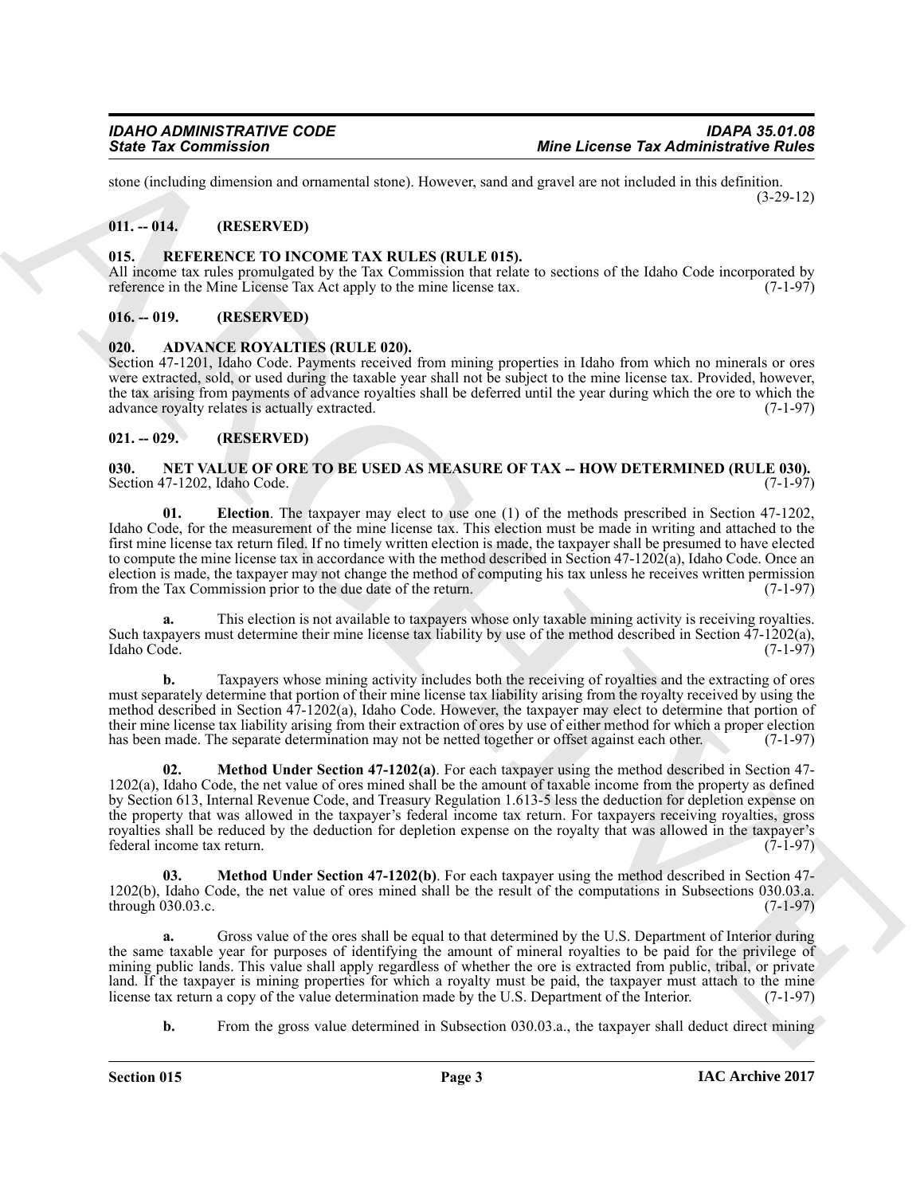stone (including dimension and ornamental stone). However, sand and gravel are not included in this definition. (3-29-12)

### 011. -- 014. (RESERVED)

### 015. REFERENCE TO INCOME TAX RULES (RULE 015).

All income tax rules promulgated by the Tax Commission that relate to sections of the Idaho Code incorporated by reference in the Mine License Tax Act apply to the mine license tax. (7-1-97)

### 016. -- 019. (RESERVED)

### 020. ADVANCE ROYALTIES (RULE 020).

Section 47-1201, Idaho Code. Payments received from mining properties in Idaho from which no minerals or ores were extracted, sold, or used during the taxable year shall not be subject to the mine license tax. Provided, however, the tax arising from payments of advance royalties shall be deferred until the year during which the ore to which the advance royalty relates is actually extracted. (7-1-97)

### 021. -- 029. (RESERVED)

### 030. NET VALUE OF ORE TO BE USED AS MEASURE OF TAX -- HOW DETERMINED (RULE 030).

Section 47-1202, Idaho Code. (7-1-97)

**01. Election**. The taxpayer may elect to use one (1) of the methods prescribed in Section 47-1202, Idaho Code, for the measurement of the mine license tax. This election must be made in writing and attached to the first mine license tax return filed. If no timely written election is made, the taxpayer shall be presumed to have elected to compute the mine license tax in accordance with the method described in Section 47-1202(a), Idaho Code. Once an election is made, the taxpayer may not change the method of computing his tax unless he receives written permission from the Tax Commission prior to the due date of the return. (7-1-97)

**a.** This election is not available to taxpayers whose only taxable mining activity is receiving royalties. Such taxpayers must determine their mine license tax liability by use of the method described in Section 47-1202(a), Idaho Code. (7-1-97)

**b.** Taxpayers whose mining activity includes both the receiving of royalties and the extracting of ores must separately determine that portion of their mine license tax liability arising from the royalty received by using the method described in Section 47-1202(a), Idaho Code. However, the taxpayer may elect to determine that portion of their mine license tax liability arising from their extraction of ores by use of either method for which a proper election has been made. The separate determination may not be netted together or offset against each other. (7-1-97)

**02. Method Under Section 47-1202(a)**. For each taxpayer using the method described in Section 47-1202(a), Idaho Code, the net value of ores mined shall be the amount of taxable income from the property as defined by Section 613, Internal Revenue Code, and Treasury Regulation 1.613-5 less the deduction for depletion expense on the property that was allowed in the taxpayer's federal income tax return. For taxpayers receiving royalties, gross royalties shall be reduced by the deduction for depletion expense on the royalty that was allowed in the taxpayer's federal income tax return. (7-1-97)

**03. Method Under Section 47-1202(b)**. For each taxpayer using the method described in Section 47-1202(b), Idaho Code, the net value of ores mined shall be the result of the computations in Subsections 030.03.a. through 030.03.c. (7-1-97)

**a.** Gross value of the ores shall be equal to that determined by the U.S. Department of Interior during the same taxable year for purposes of identifying the amount of mineral royalties to be paid for the privilege of mining public lands. This value shall apply regardless of whether the ore is extracted from public, tribal, or private land. If the taxpayer is mining properties for which a royalty must be paid, the taxpayer must attach to the mine license tax return a copy of the value determination made by the U.S. Department of the Interior. (7-1-97)

**b.** From the gross value determined in Subsection 030.03.a., the taxpayer shall deduct direct mining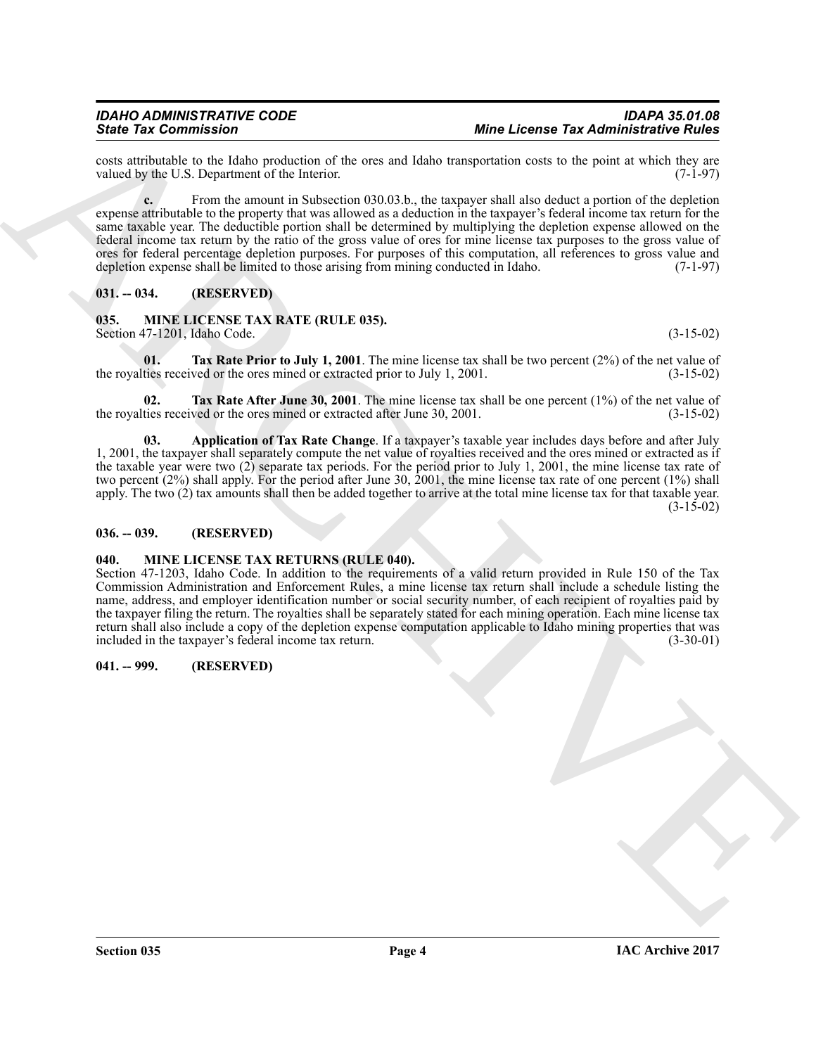costs attributable to the Idaho production of the ores and Idaho transportation costs to the point at which they are valued by the U.S. Department of the Interior. (7-1-97)

**c.** From the amount in Subsection 030.03.b., the taxpayer shall also deduct a portion of the depletion expense attributable to the property that was allowed as a deduction in the taxpayer's federal income tax return for the same taxable year. The deductible portion shall be determined by multiplying the depletion expense allowed on the federal income tax return by the ratio of the gross value of ores for mine license tax purposes to the gross value of ores for federal percentage depletion purposes. For purposes of this computation, all references to gross value and depletion expense shall be limited to those arising from mining conducted in Idaho. (7-1-97)

## 031. -- 034. (RESERVED)

## 035. MINE LICENSE TAX RATE (RULE 035).

Section 47-1201, Idaho Code. (3-15-02)

**01. Tax Rate Prior to July 1, 2001**. The mine license tax shall be two percent (2%) of the net value of the royalties received or the ores mined or extracted prior to July 1, 2001. (3-15-02)

**02. Tax Rate After June 30, 2001**. The mine license tax shall be one percent (1%) of the net value of the royalties received or the ores mined or extracted after June 30, 2001. (3-15-02)

**03. Application of Tax Rate Change**. If a taxpayer's taxable year includes days before and after July 1, 2001, the taxpayer shall separately compute the net value of royalties received and the ores mined or extracted as if the taxable year were two (2) separate tax periods. For the period prior to July 1, 2001, the mine license tax rate of two percent (2%) shall apply. For the period after June 30, 2001, the mine license tax rate of one percent (1%) shall apply. The two (2) tax amounts shall then be added together to arrive at the total mine license tax for that taxable year. (3-15-02)

## 036. -- 039. (RESERVED)

## 040. MINE LICENSE TAX RETURNS (RULE 040).

Section 47-1203, Idaho Code. In addition to the requirements of a valid return provided in Rule 150 of the Tax Commission Administration and Enforcement Rules, a mine license tax return shall include a schedule listing the name, address, and employer identification number or social security number, of each recipient of royalties paid by the taxpayer filing the return. The royalties shall be separately stated for each mining operation. Each mine license tax return shall also include a copy of the depletion expense computation applicable to Idaho mining properties that was included in the taxpayer's federal income tax return. (3-30-01)

## 041. -- 999. (RESERVED)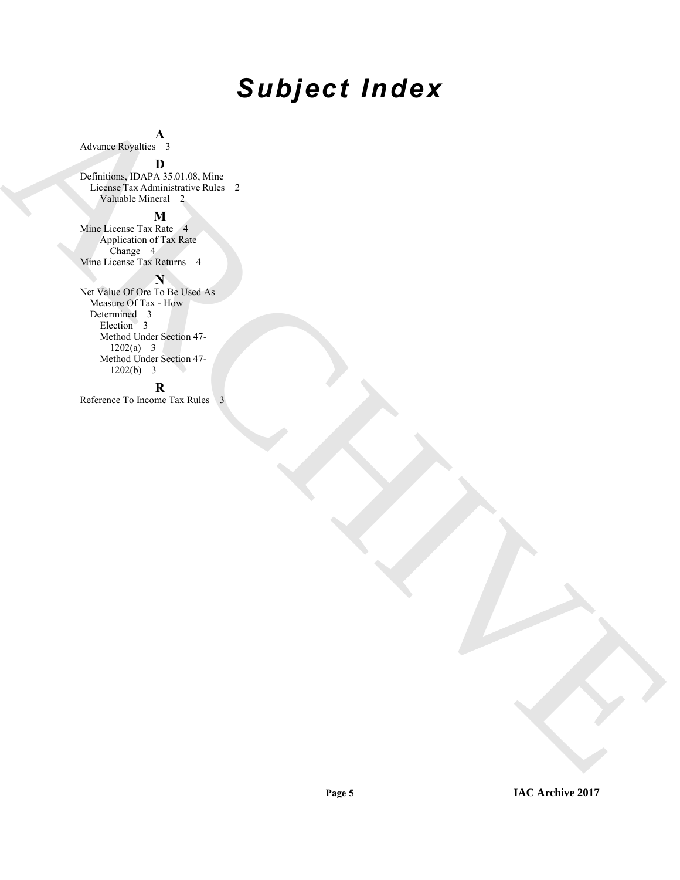# *Subject Index*

**A**

Advance Royalties 3

**D**

Definitions, IDAPA 35.01.08, Mine License Tax Administrative Rules 2
- Valuable Mineral 2

**M**

Mine License Tax Rate 4
- Application of Tax Rate Change 4

Mine License Tax Returns 4

**N**

Net Value Of Ore To Be Used As Measure Of Tax - How Determined 3
- Election 3
- Method Under Section 47-1202(a) 3
- Method Under Section 47-1202(b) 3

**R**

Reference To Income Tax Rules 3